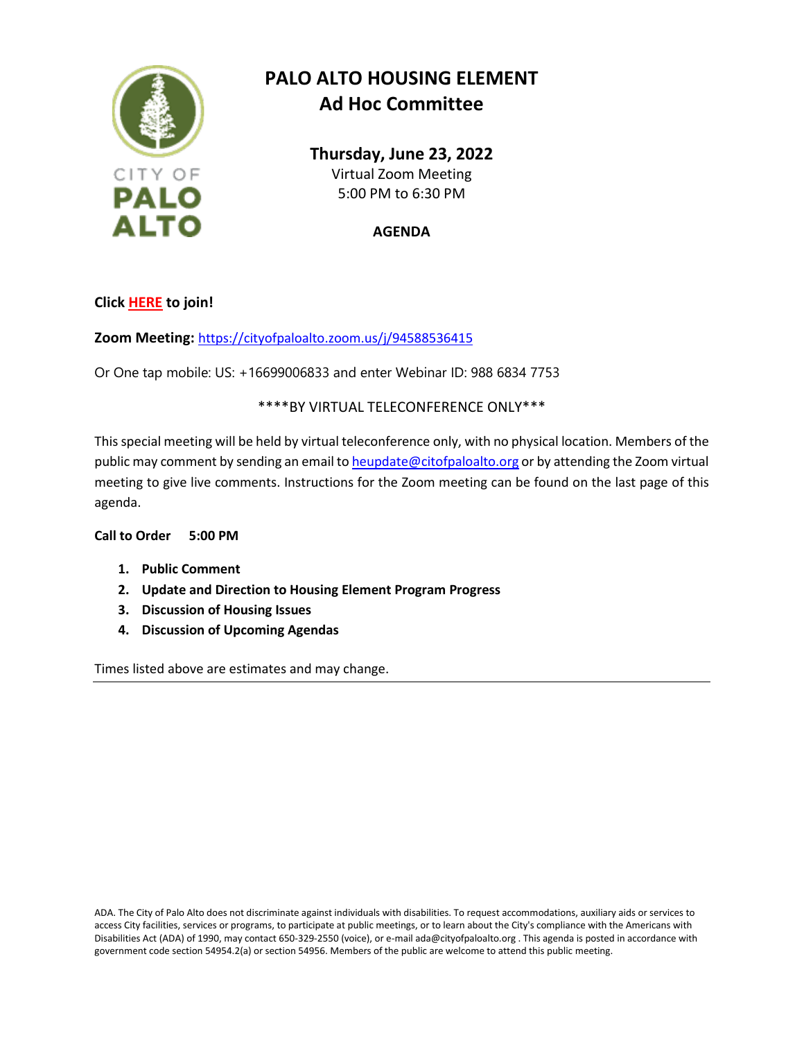CITY OF
PALO
ALTO

# PALO ALTO HOUSING ELEMENT
## Ad Hoc Committee

**Thursday, June 23, 2022**
Virtual Zoom Meeting
5:00 PM to 6:30 PM

**AGENDA**

**Click HERE to join!**

**Zoom Meeting:** https://cityofpaloalto.zoom.us/j/94588536415

Or One tap mobile: US: +16699006833 and enter Webinar ID: 988 6834 7753

****BY VIRTUAL TELECONFERENCE ONLY***

This special meeting will be held by virtual teleconference only, with no physical location. Members of the public may comment by sending an email to heupdate@citofpaloalto.org or by attending the Zoom virtual meeting to give live comments. Instructions for the Zoom meeting can be found on the last page of this agenda.

**Call to Order 5:00 PM**

1. **Public Comment**
2. **Update and Direction to Housing Element Program Progress**
3. **Discussion of Housing Issues**
4. **Discussion of Upcoming Agendas**

Times listed above are estimates and may change.

---

ADA. The City of Palo Alto does not discriminate against individuals with disabilities. To request accommodations, auxiliary aids or services to access City facilities, services or programs, to participate at public meetings, or to learn about the City's compliance with the Americans with Disabilities Act (ADA) of 1990, may contact 650-329-2550 (voice), or e-mail ada@cityofpaloalto.org . This agenda is posted in accordance with government code section 54954.2(a) or section 54956. Members of the public are welcome to attend this public meeting.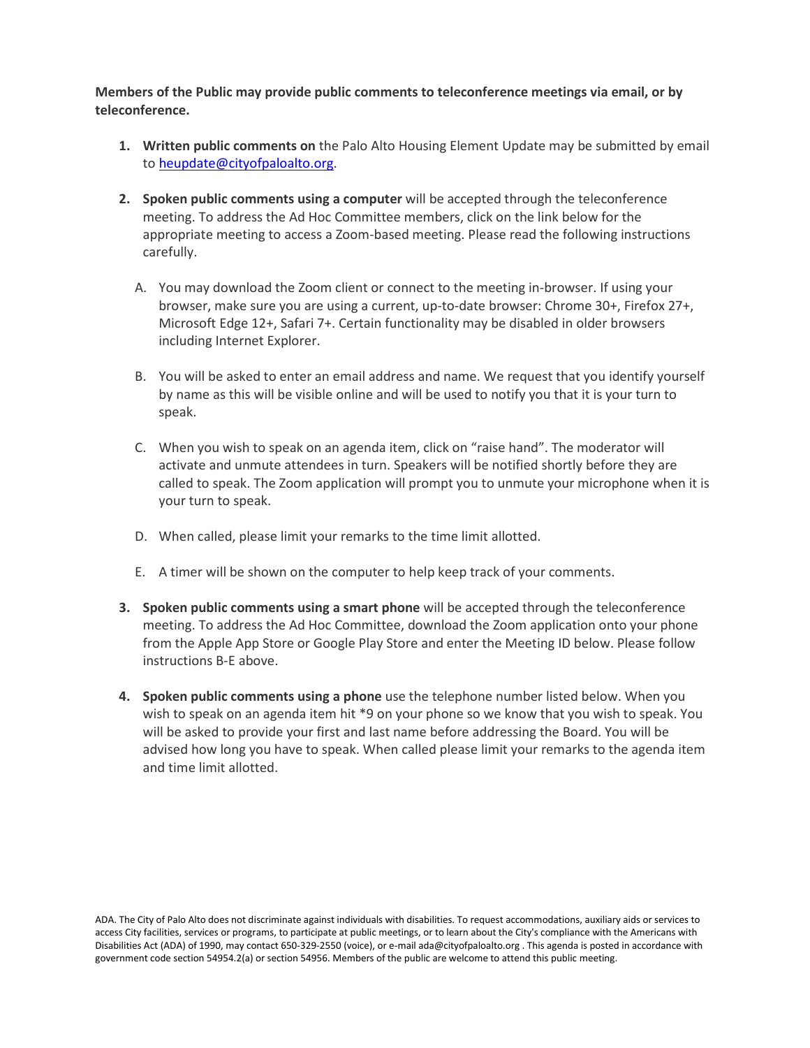**Members of the Public may provide public comments to teleconference meetings via email, or by teleconference.**

1. **Written public comments on** the Palo Alto Housing Element Update may be submitted by email to heupdate@cityofpaloalto.org.

2. **Spoken public comments using a computer** will be accepted through the teleconference meeting. To address the Ad Hoc Committee members, click on the link below for the appropriate meeting to access a Zoom-based meeting. Please read the following instructions carefully.

   A. You may download the Zoom client or connect to the meeting in-browser. If using your browser, make sure you are using a current, up-to-date browser: Chrome 30+, Firefox 27+, Microsoft Edge 12+, Safari 7+. Certain functionality may be disabled in older browsers including Internet Explorer.

   B. You will be asked to enter an email address and name. We request that you identify yourself by name as this will be visible online and will be used to notify you that it is your turn to speak.

   C. When you wish to speak on an agenda item, click on "raise hand". The moderator will activate and unmute attendees in turn. Speakers will be notified shortly before they are called to speak. The Zoom application will prompt you to unmute your microphone when it is your turn to speak.

   D. When called, please limit your remarks to the time limit allotted.

   E. A timer will be shown on the computer to help keep track of your comments.

3. **Spoken public comments using a smart phone** will be accepted through the teleconference meeting. To address the Ad Hoc Committee, download the Zoom application onto your phone from the Apple App Store or Google Play Store and enter the Meeting ID below. Please follow instructions B-E above.

4. **Spoken public comments using a phone** use the telephone number listed below. When you wish to speak on an agenda item hit *9 on your phone so we know that you wish to speak. You will be asked to provide your first and last name before addressing the Board. You will be advised how long you have to speak. When called please limit your remarks to the agenda item and time limit allotted.

ADA. The City of Palo Alto does not discriminate against individuals with disabilities. To request accommodations, auxiliary aids or services to access City facilities, services or programs, to participate at public meetings, or to learn about the City's compliance with the Americans with Disabilities Act (ADA) of 1990, may contact 650-329-2550 (voice), or e-mail ada@cityofpaloalto.org . This agenda is posted in accordance with government code section 54954.2(a) or section 54956. Members of the public are welcome to attend this public meeting.